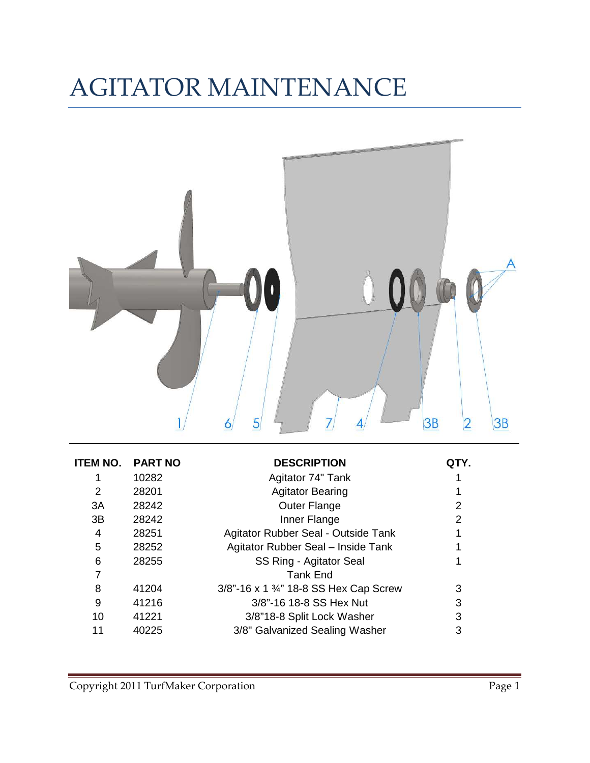# AGITATOR MAINTENANCE

| ITEM NO. | PART NO | DESCRIPTION | QTY. |
|---|---|---|---|
| 1 | 10282 | Agitator 74" Tank | 1 |
| 2 | 28201 | Agitator Bearing | 1 |
| 3A | 28242 | Outer Flange | 2 |
| 3B | 28242 | Inner Flange | 2 |
| 4 | 28251 | Agitator Rubber Seal - Outside Tank | 1 |
| 5 | 28252 | Agitator Rubber Seal – Inside Tank | 1 |
| 6 | 28255 | SS Ring - Agitator Seal | 1 |
| 7 | | Tank End | |
| 8 | 41204 | 3/8"-16 x 1 ¾" 18-8 SS Hex Cap Screw | 3 |
| 9 | 41216 | 3/8"-16 18-8 SS Hex Nut | 3 |
| 10 | 41221 | 3/8"18-8 Split Lock Washer | 3 |
| 11 | 40225 | 3/8" Galvanized Sealing Washer | 3 |

Copyright 2011 TurfMaker Corporation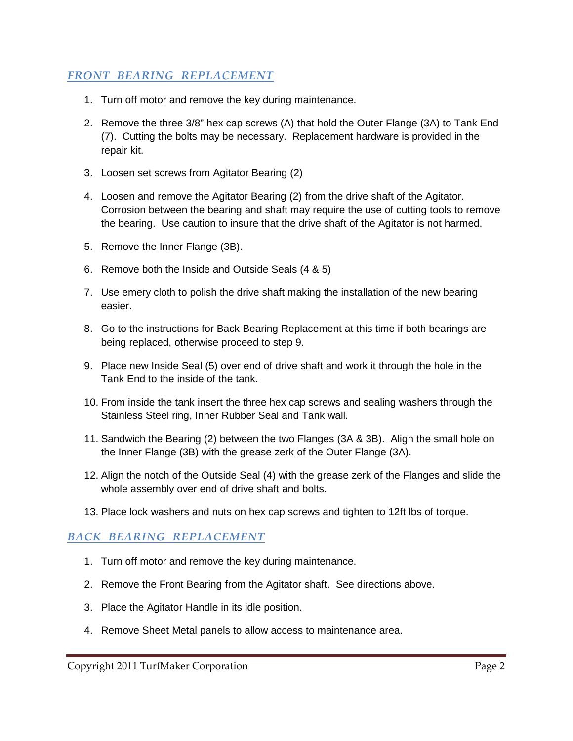## *FRONT BEARING REPLACEMENT*

1. Turn off motor and remove the key during maintenance.
2. Remove the three 3/8" hex cap screws (A) that hold the Outer Flange (3A) to Tank End (7). Cutting the bolts may be necessary. Replacement hardware is provided in the repair kit.
3. Loosen set screws from Agitator Bearing (2)
4. Loosen and remove the Agitator Bearing (2) from the drive shaft of the Agitator. Corrosion between the bearing and shaft may require the use of cutting tools to remove the bearing. Use caution to insure that the drive shaft of the Agitator is not harmed.
5. Remove the Inner Flange (3B).
6. Remove both the Inside and Outside Seals (4 & 5)
7. Use emery cloth to polish the drive shaft making the installation of the new bearing easier.
8. Go to the instructions for Back Bearing Replacement at this time if both bearings are being replaced, otherwise proceed to step 9.
9. Place new Inside Seal (5) over end of drive shaft and work it through the hole in the Tank End to the inside of the tank.
10. From inside the tank insert the three hex cap screws and sealing washers through the Stainless Steel ring, Inner Rubber Seal and Tank wall.
11. Sandwich the Bearing (2) between the two Flanges (3A & 3B). Align the small hole on the Inner Flange (3B) with the grease zerk of the Outer Flange (3A).
12. Align the notch of the Outside Seal (4) with the grease zerk of the Flanges and slide the whole assembly over end of drive shaft and bolts.
13. Place lock washers and nuts on hex cap screws and tighten to 12ft lbs of torque.

## *BACK BEARING REPLACEMENT*

1. Turn off motor and remove the key during maintenance.
2. Remove the Front Bearing from the Agitator shaft. See directions above.
3. Place the Agitator Handle in its idle position.
4. Remove Sheet Metal panels to allow access to maintenance area.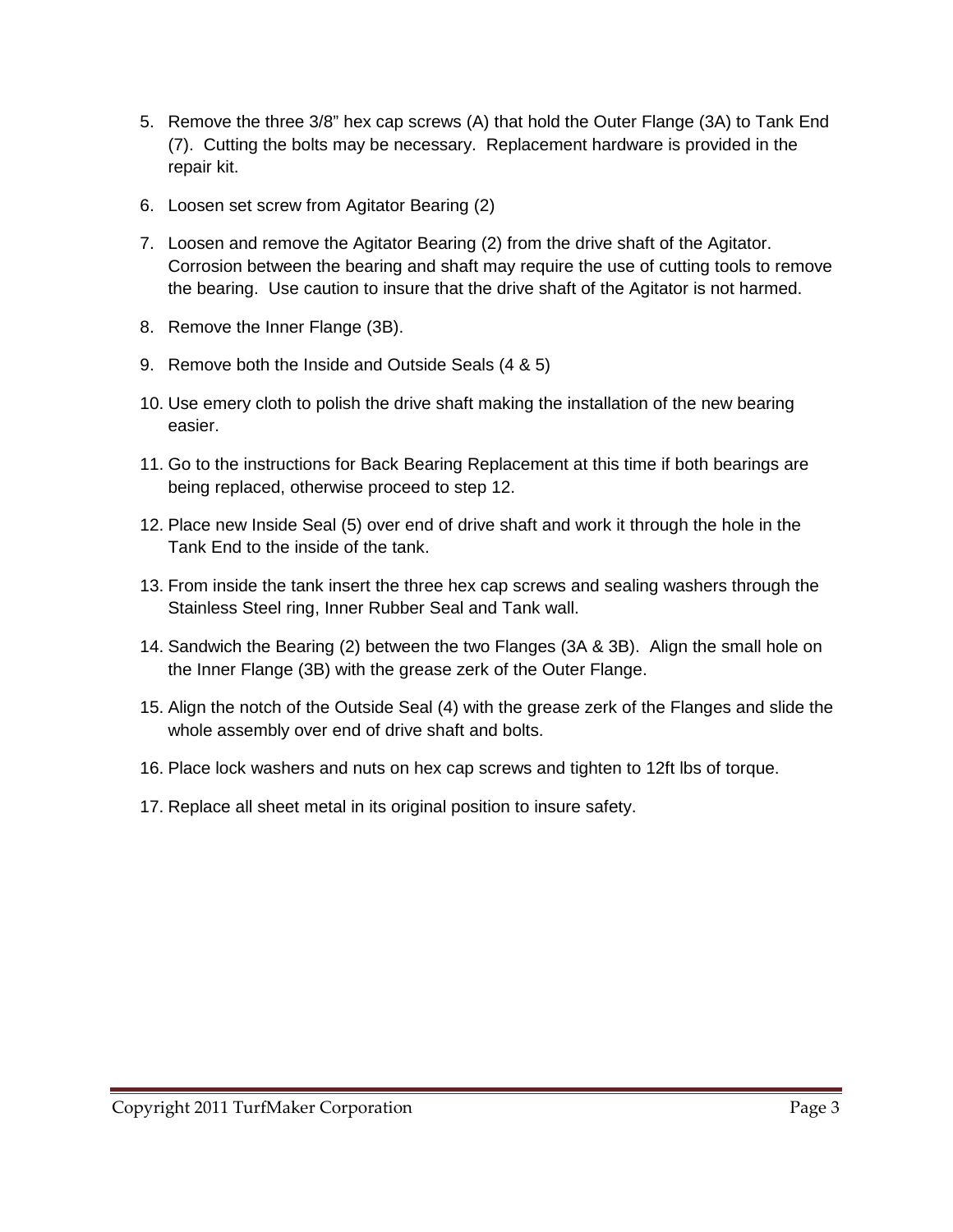5. Remove the three 3/8" hex cap screws (A) that hold the Outer Flange (3A) to Tank End (7). Cutting the bolts may be necessary. Replacement hardware is provided in the repair kit.
6. Loosen set screw from Agitator Bearing (2)
7. Loosen and remove the Agitator Bearing (2) from the drive shaft of the Agitator. Corrosion between the bearing and shaft may require the use of cutting tools to remove the bearing. Use caution to insure that the drive shaft of the Agitator is not harmed.
8. Remove the Inner Flange (3B).
9. Remove both the Inside and Outside Seals (4 & 5)
10. Use emery cloth to polish the drive shaft making the installation of the new bearing easier.
11. Go to the instructions for Back Bearing Replacement at this time if both bearings are being replaced, otherwise proceed to step 12.
12. Place new Inside Seal (5) over end of drive shaft and work it through the hole in the Tank End to the inside of the tank.
13. From inside the tank insert the three hex cap screws and sealing washers through the Stainless Steel ring, Inner Rubber Seal and Tank wall.
14. Sandwich the Bearing (2) between the two Flanges (3A & 3B). Align the small hole on the Inner Flange (3B) with the grease zerk of the Outer Flange.
15. Align the notch of the Outside Seal (4) with the grease zerk of the Flanges and slide the whole assembly over end of drive shaft and bolts.
16. Place lock washers and nuts on hex cap screws and tighten to 12ft lbs of torque.
17. Replace all sheet metal in its original position to insure safety.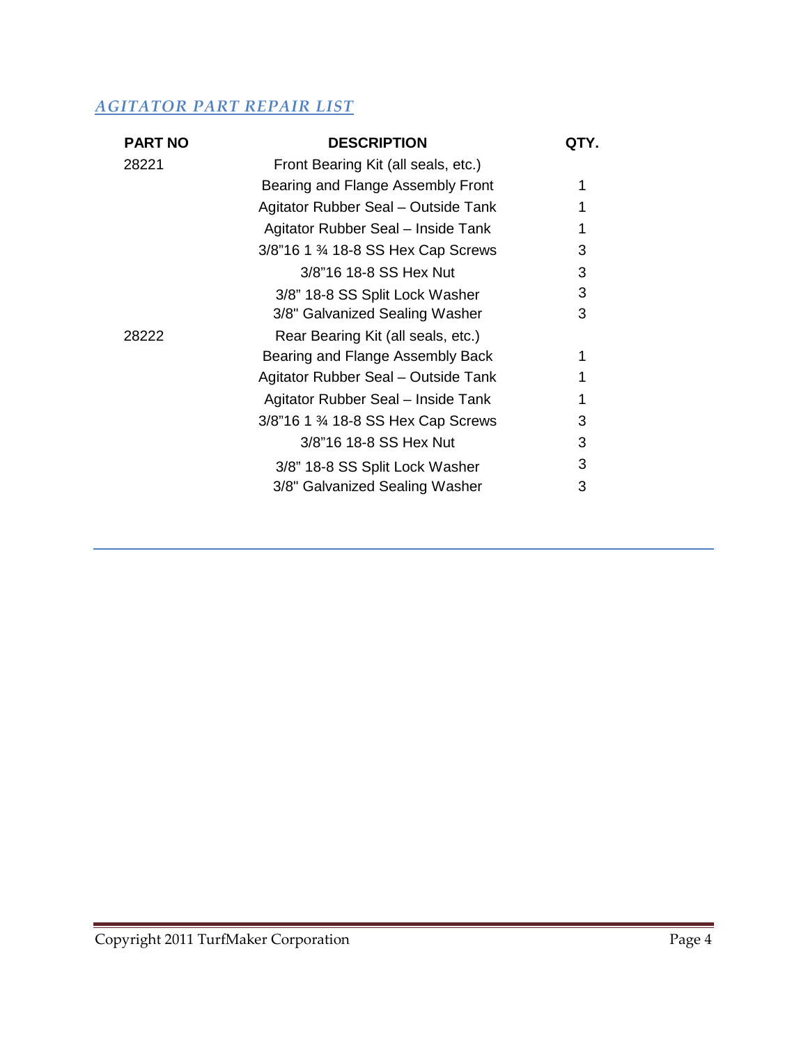## *AGITATOR PART REPAIR LIST*

| PART NO | DESCRIPTION | QTY. |
|---|---|---|
| 28221 | Front Bearing Kit (all seals, etc.) | |
| | Bearing and Flange Assembly Front | 1 |
| | Agitator Rubber Seal – Outside Tank | 1 |
| | Agitator Rubber Seal – Inside Tank | 1 |
| | 3/8”16 1 ¾ 18-8 SS Hex Cap Screws | 3 |
| | 3/8”16 18-8 SS Hex Nut | 3 |
| | 3/8” 18-8 SS Split Lock Washer | 3 |
| | 3/8" Galvanized Sealing Washer | 3 |
| 28222 | Rear Bearing Kit (all seals, etc.) | |
| | Bearing and Flange Assembly Back | 1 |
| | Agitator Rubber Seal – Outside Tank | 1 |
| | Agitator Rubber Seal – Inside Tank | 1 |
| | 3/8”16 1 ¾ 18-8 SS Hex Cap Screws | 3 |
| | 3/8”16 18-8 SS Hex Nut | 3 |
| | 3/8” 18-8 SS Split Lock Washer | 3 |
| | 3/8" Galvanized Sealing Washer | 3 |

Copyright 2011 TurfMaker Corporation